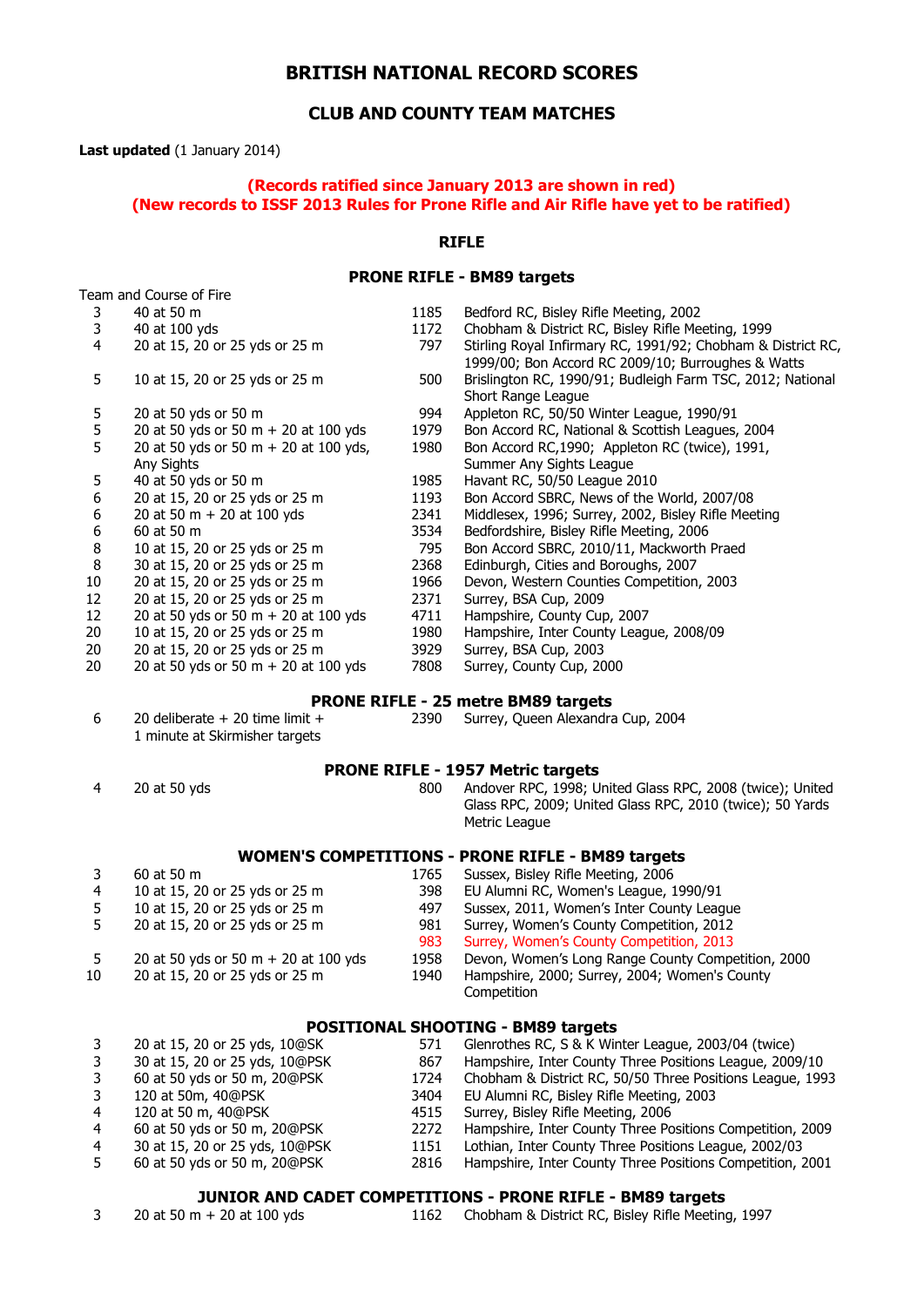# BRITISH NATIONAL RECORD SCORES

## CLUB AND COUNTY TEAM MATCHES

**Last updated** (1 January 2014)

**(Records ratified since January 2013 are shown in red)**
**(New records to ISSF 2013 Rules for Prone Rifle and Air Rifle have yet to be ratified)**

### RIFLE

#### PRONE RIFLE - BM89 targets

| Team | Course of Fire | Score | Holder |
|---|---|---|---|
| 3 | 40 at 50 m | 1185 | Bedford RC, Bisley Rifle Meeting, 2002 |
| 3 | 40 at 100 yds | 1172 | Chobham & District RC, Bisley Rifle Meeting, 1999 |
| 4 | 20 at 15, 20 or 25 yds or 25 m | 797 | Stirling Royal Infirmary RC, 1991/92; Chobham & District RC, 1999/00; Bon Accord RC 2009/10; Burroughes & Watts |
| 5 | 10 at 15, 20 or 25 yds or 25 m | 500 | Brislington RC, 1990/91; Budleigh Farm TSC, 2012; National Short Range League |
| 5 | 20 at 50 yds or 50 m | 994 | Appleton RC, 50/50 Winter League, 1990/91 |
| 5 | 20 at 50 yds or 50 m + 20 at 100 yds | 1979 | Bon Accord RC, National & Scottish Leagues, 2004 |
| 5 | 20 at 50 yds or 50 m + 20 at 100 yds, Any Sights | 1980 | Bon Accord RC,1990; Appleton RC (twice), 1991, Summer Any Sights League |
| 5 | 40 at 50 yds or 50 m | 1985 | Havant RC, 50/50 League 2010 |
| 6 | 20 at 15, 20 or 25 yds or 25 m | 1193 | Bon Accord SBRC, News of the World, 2007/08 |
| 6 | 20 at 50 m + 20 at 100 yds | 2341 | Middlesex, 1996; Surrey, 2002, Bisley Rifle Meeting |
| 6 | 60 at 50 m | 3534 | Bedfordshire, Bisley Rifle Meeting, 2006 |
| 8 | 10 at 15, 20 or 25 yds or 25 m | 795 | Bon Accord SBRC, 2010/11, Mackworth Praed |
| 8 | 30 at 15, 20 or 25 yds or 25 m | 2368 | Edinburgh, Cities and Boroughs, 2007 |
| 10 | 20 at 15, 20 or 25 yds or 25 m | 1966 | Devon, Western Counties Competition, 2003 |
| 12 | 20 at 15, 20 or 25 yds or 25 m | 2371 | Surrey, BSA Cup, 2009 |
| 12 | 20 at 50 yds or 50 m + 20 at 100 yds | 4711 | Hampshire, County Cup, 2007 |
| 20 | 10 at 15, 20 or 25 yds or 25 m | 1980 | Hampshire, Inter County League, 2008/09 |
| 20 | 20 at 15, 20 or 25 yds or 25 m | 3929 | Surrey, BSA Cup, 2003 |
| 20 | 20 at 50 yds or 50 m + 20 at 100 yds | 7808 | Surrey, County Cup, 2000 |

#### PRONE RIFLE - 25 metre BM89 targets

| Team | Course of Fire | Score | Holder |
|---|---|---|---|
| 6 | 20 deliberate + 20 time limit + 1 minute at Skirmisher targets | 2390 | Surrey, Queen Alexandra Cup, 2004 |

#### PRONE RIFLE - 1957 Metric targets

| Team | Course of Fire | Score | Holder |
|---|---|---|---|
| 4 | 20 at 50 yds | 800 | Andover RPC, 1998; United Glass RPC, 2008 (twice); United Glass RPC, 2009; United Glass RPC, 2010 (twice); 50 Yards Metric League |

#### WOMEN'S COMPETITIONS - PRONE RIFLE - BM89 targets

| Team | Course of Fire | Score | Holder |
|---|---|---|---|
| 3 | 60 at 50 m | 1765 | Sussex, Bisley Rifle Meeting, 2006 |
| 4 | 10 at 15, 20 or 25 yds or 25 m | 398 | EU Alumni RC, Women's League, 1990/91 |
| 5 | 10 at 15, 20 or 25 yds or 25 m | 497 | Sussex, 2011, Women's Inter County League |
| 5 | 20 at 15, 20 or 25 yds or 25 m | 981 | Surrey, Women's County Competition, 2012 |
| | | 983 | Surrey, Women's County Competition, 2013 |
| 5 | 20 at 50 yds or 50 m + 20 at 100 yds | 1958 | Devon, Women's Long Range County Competition, 2000 |
| 10 | 20 at 15, 20 or 25 yds or 25 m | 1940 | Hampshire, 2000; Surrey, 2004; Women's County Competition |

#### POSITIONAL SHOOTING - BM89 targets

| Team | Course of Fire | Score | Holder |
|---|---|---|---|
| 3 | 20 at 15, 20 or 25 yds, 10@SK | 571 | Glenrothes RC, S & K Winter League, 2003/04 (twice) |
| 3 | 30 at 15, 20 or 25 yds, 10@PSK | 867 | Hampshire, Inter County Three Positions League, 2009/10 |
| 3 | 60 at 50 yds or 50 m, 20@PSK | 1724 | Chobham & District RC, 50/50 Three Positions League, 1993 |
| 3 | 120 at 50m, 40@PSK | 3404 | EU Alumni RC, Bisley Rifle Meeting, 2003 |
| 4 | 120 at 50 m, 40@PSK | 4515 | Surrey, Bisley Rifle Meeting, 2006 |
| 4 | 60 at 50 yds or 50 m, 20@PSK | 2272 | Hampshire, Inter County Three Positions Competition, 2009 |
| 4 | 30 at 15, 20 or 25 yds, 10@PSK | 1151 | Lothian, Inter County Three Positions League, 2002/03 |
| 5 | 60 at 50 yds or 50 m, 20@PSK | 2816 | Hampshire, Inter County Three Positions Competition, 2001 |

#### JUNIOR AND CADET COMPETITIONS - PRONE RIFLE - BM89 targets

| Team | Course of Fire | Score | Holder |
|---|---|---|---|
| 3 | 20 at 50 m + 20 at 100 yds | 1162 | Chobham & District RC, Bisley Rifle Meeting, 1997 |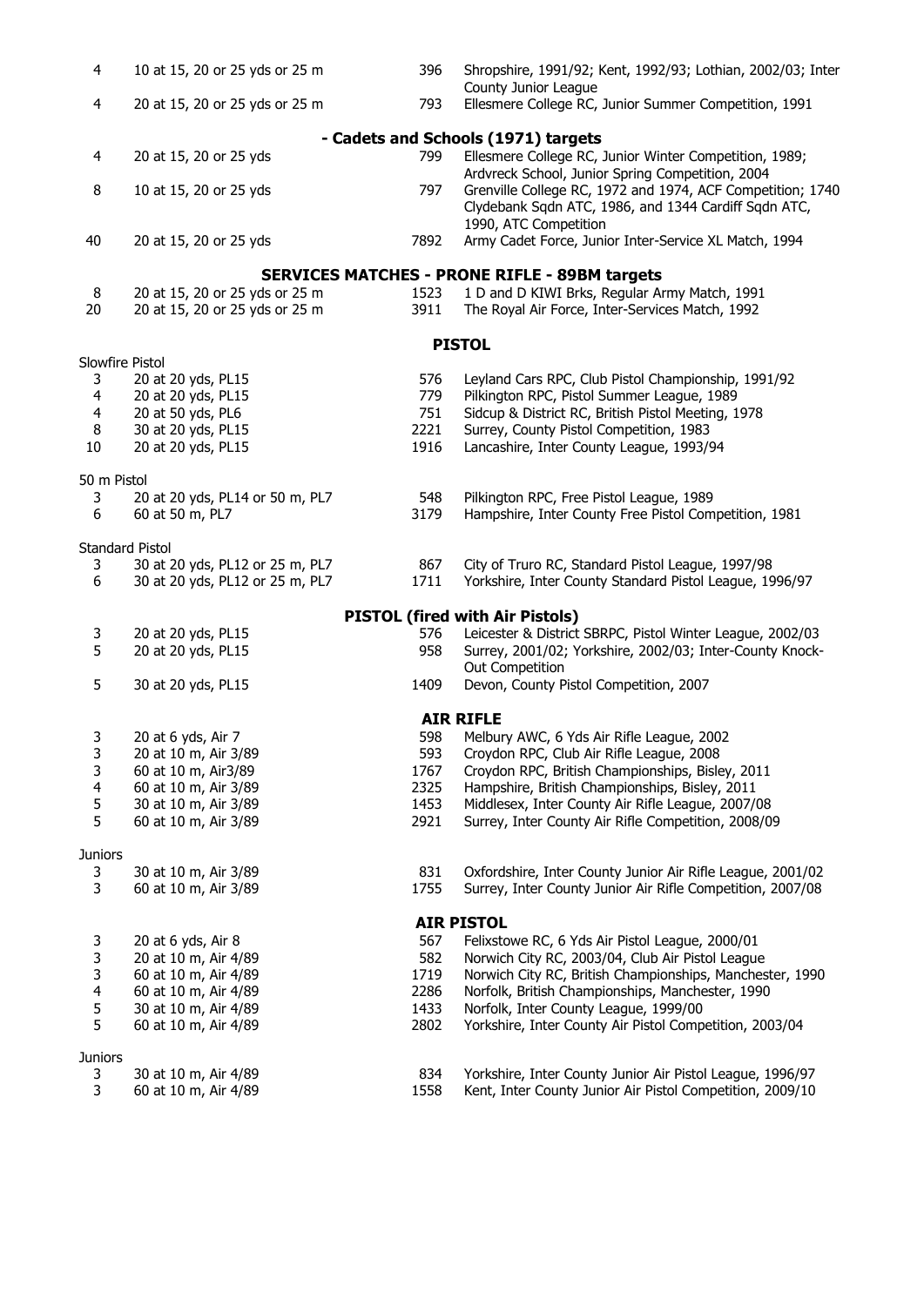| | | | |
|---|---|---|---|
| 4 | 10 at 15, 20 or 25 yds or 25 m | 396 | Shropshire, 1991/92; Kent, 1992/93; Lothian, 2002/03; Inter County Junior League |
| 4 | 20 at 15, 20 or 25 yds or 25 m | 793 | Ellesmere College RC, Junior Summer Competition, 1991 |

### - Cadets and Schools (1971) targets

| | | | |
|---|---|---|---|
| 4 | 20 at 15, 20 or 25 yds | 799 | Ellesmere College RC, Junior Winter Competition, 1989; Ardvreck School, Junior Spring Competition, 2004 |
| 8 | 10 at 15, 20 or 25 yds | 797 | Grenville College RC, 1972 and 1974, ACF Competition; 1740 Clydebank Sqdn ATC, 1986, and 1344 Cardiff Sqdn ATC, 1990, ATC Competition |
| 40 | 20 at 15, 20 or 25 yds | 7892 | Army Cadet Force, Junior Inter-Service XL Match, 1994 |

### SERVICES MATCHES - PRONE RIFLE - 89BM targets

| | | | |
|---|---|---|---|
| 8 | 20 at 15, 20 or 25 yds or 25 m | 1523 | 1 D and D KIWI Brks, Regular Army Match, 1991 |
| 20 | 20 at 15, 20 or 25 yds or 25 m | 3911 | The Royal Air Force, Inter-Services Match, 1992 |

## PISTOL

Slowfire Pistol

| | | | |
|---|---|---|---|
| 3 | 20 at 20 yds, PL15 | 576 | Leyland Cars RPC, Club Pistol Championship, 1991/92 |
| 4 | 20 at 20 yds, PL15 | 779 | Pilkington RPC, Pistol Summer League, 1989 |
| 4 | 20 at 50 yds, PL6 | 751 | Sidcup & District RC, British Pistol Meeting, 1978 |
| 8 | 30 at 20 yds, PL15 | 2221 | Surrey, County Pistol Competition, 1983 |
| 10 | 20 at 20 yds, PL15 | 1916 | Lancashire, Inter County League, 1993/94 |

50 m Pistol

| | | | |
|---|---|---|---|
| 3 | 20 at 20 yds, PL14 or 50 m, PL7 | 548 | Pilkington RPC, Free Pistol League, 1989 |
| 6 | 60 at 50 m, PL7 | 3179 | Hampshire, Inter County Free Pistol Competition, 1981 |

Standard Pistol

| | | | |
|---|---|---|---|
| 3 | 30 at 20 yds, PL12 or 25 m, PL7 | 867 | City of Truro RC, Standard Pistol League, 1997/98 |
| 6 | 30 at 20 yds, PL12 or 25 m, PL7 | 1711 | Yorkshire, Inter County Standard Pistol League, 1996/97 |

### PISTOL (fired with Air Pistols)

| | | | |
|---|---|---|---|
| 3 | 20 at 20 yds, PL15 | 576 | Leicester & District SBRPC, Pistol Winter League, 2002/03 |
| 5 | 20 at 20 yds, PL15 | 958 | Surrey, 2001/02; Yorkshire, 2002/03; Inter-County Knock-Out Competition |
| 5 | 30 at 20 yds, PL15 | 1409 | Devon, County Pistol Competition, 2007 |

## AIR RIFLE

| | | | |
|---|---|---|---|
| 3 | 20 at 6 yds, Air 7 | 598 | Melbury AWC, 6 Yds Air Rifle League, 2002 |
| 3 | 20 at 10 m, Air 3/89 | 593 | Croydon RPC, Club Air Rifle League, 2008 |
| 3 | 60 at 10 m, Air3/89 | 1767 | Croydon RPC, British Championships, Bisley, 2011 |
| 4 | 60 at 10 m, Air 3/89 | 2325 | Hampshire, British Championships, Bisley, 2011 |
| 5 | 30 at 10 m, Air 3/89 | 1453 | Middlesex, Inter County Air Rifle League, 2007/08 |
| 5 | 60 at 10 m, Air 3/89 | 2921 | Surrey, Inter County Air Rifle Competition, 2008/09 |

Juniors

| | | | |
|---|---|---|---|
| 3 | 30 at 10 m, Air 3/89 | 831 | Oxfordshire, Inter County Junior Air Rifle League, 2001/02 |
| 3 | 60 at 10 m, Air 3/89 | 1755 | Surrey, Inter County Junior Air Rifle Competition, 2007/08 |

## AIR PISTOL

| | | | |
|---|---|---|---|
| 3 | 20 at 6 yds, Air 8 | 567 | Felixstowe RC, 6 Yds Air Pistol League, 2000/01 |
| 3 | 20 at 10 m, Air 4/89 | 582 | Norwich City RC, 2003/04, Club Air Pistol League |
| 3 | 60 at 10 m, Air 4/89 | 1719 | Norwich City RC, British Championships, Manchester, 1990 |
| 4 | 60 at 10 m, Air 4/89 | 2286 | Norfolk, British Championships, Manchester, 1990 |
| 5 | 30 at 10 m, Air 4/89 | 1433 | Norfolk, Inter County League, 1999/00 |
| 5 | 60 at 10 m, Air 4/89 | 2802 | Yorkshire, Inter County Air Pistol Competition, 2003/04 |

Juniors

| | | | |
|---|---|---|---|
| 3 | 30 at 10 m, Air 4/89 | 834 | Yorkshire, Inter County Junior Air Pistol League, 1996/97 |
| 3 | 60 at 10 m, Air 4/89 | 1558 | Kent, Inter County Junior Air Pistol Competition, 2009/10 |